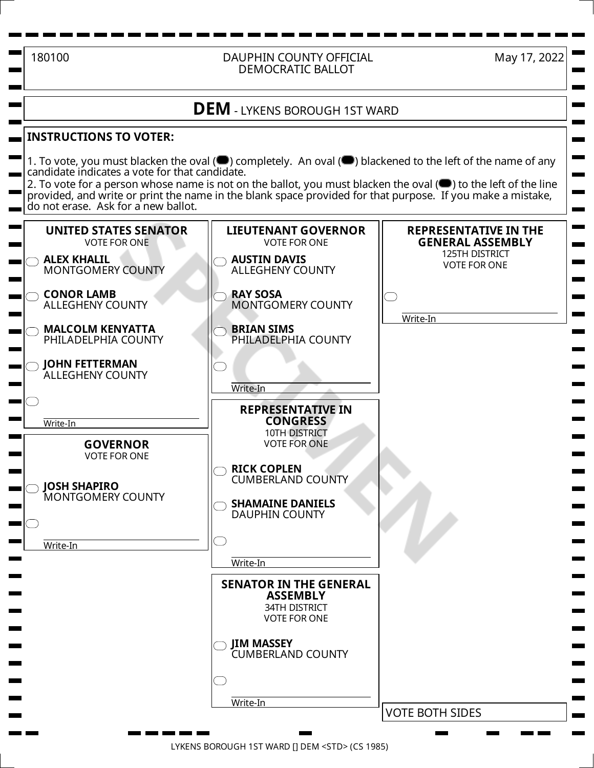180100

DAUPHIN COUNTY OFFICIAL
DEMOCRATIC BALLOT

May 17, 2022

# DEM - LYKENS BOROUGH 1ST WARD

**INSTRUCTIONS TO VOTER:**

1. To vote, you must blacken the oval (⬬) completely. An oval (⬬) blackened to the left of the name of any candidate indicates a vote for that candidate.
2. To vote for a person whose name is not on the ballot, you must blacken the oval (⬬) to the left of the line provided, and write or print the name in the blank space provided for that purpose. If you make a mistake, do not erase. Ask for a new ballot.

## UNITED STATES SENATOR
VOTE FOR ONE

- ⬭ **ALEX KHALIL** MONTGOMERY COUNTY
- ⬭ **CONOR LAMB** ALLEGHENY COUNTY
- ⬭ **MALCOLM KENYATTA** PHILADELPHIA COUNTY
- ⬭ **JOHN FETTERMAN** ALLEGHENY COUNTY
- ⬭ ____________ Write-In

## GOVERNOR
VOTE FOR ONE

- ⬭ **JOSH SHAPIRO** MONTGOMERY COUNTY
- ⬭ ____________ Write-In

## LIEUTENANT GOVERNOR
VOTE FOR ONE

- ⬭ **AUSTIN DAVIS** ALLEGHENY COUNTY
- ⬭ **RAY SOSA** MONTGOMERY COUNTY
- ⬭ **BRIAN SIMS** PHILADELPHIA COUNTY
- ⬭ ____________ Write-In

## REPRESENTATIVE IN CONGRESS
10TH DISTRICT
VOTE FOR ONE

- ⬭ **RICK COPLEN** CUMBERLAND COUNTY
- ⬭ **SHAMAINE DANIELS** DAUPHIN COUNTY
- ⬭ ____________ Write-In

## SENATOR IN THE GENERAL ASSEMBLY
34TH DISTRICT
VOTE FOR ONE

- ⬭ **JIM MASSEY** CUMBERLAND COUNTY
- ⬭ ____________ Write-In

## REPRESENTATIVE IN THE GENERAL ASSEMBLY
125TH DISTRICT
VOTE FOR ONE

- ⬭ ____________ Write-In

VOTE BOTH SIDES

LYKENS BOROUGH 1ST WARD [] DEM <STD> (CS 1985)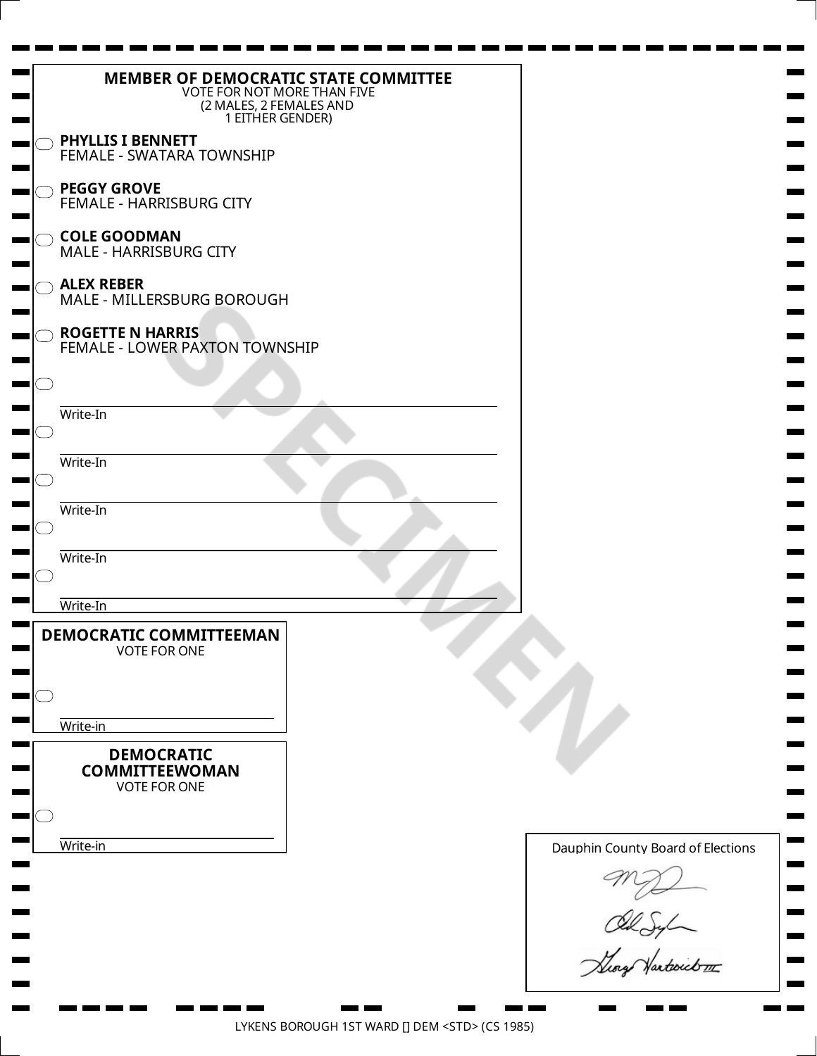## MEMBER OF DEMOCRATIC STATE COMMITTEE

VOTE FOR NOT MORE THAN FIVE
(2 MALES, 2 FEMALES AND
1 EITHER GENDER)

- **PHYLLIS I BENNETT**
  FEMALE - SWATARA TOWNSHIP
- **PEGGY GROVE**
  FEMALE - HARRISBURG CITY
- **COLE GOODMAN**
  MALE - HARRISBURG CITY
- **ALEX REBER**
  MALE - MILLERSBURG BOROUGH
- **ROGETTE N HARRIS**
  FEMALE - LOWER PAXTON TOWNSHIP
- Write-In
- Write-In
- Write-In
- Write-In
- Write-In

## DEMOCRATIC COMMITTEEMAN

VOTE FOR ONE

- Write-in

## DEMOCRATIC COMMITTEEWOMAN

VOTE FOR ONE

- Write-in

Dauphin County Board of Elections

SPECIMEN

LYKENS BOROUGH 1ST WARD [] DEM <STD> (CS 1985)